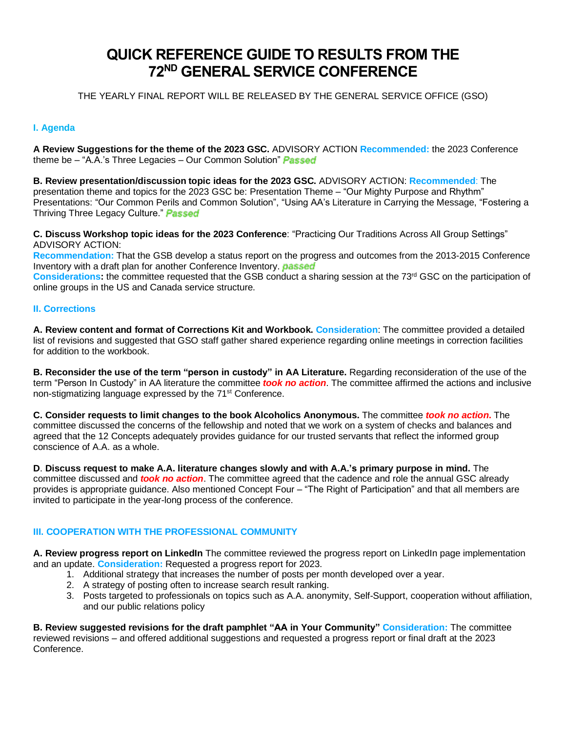# QUICK REFERENCE GUIDE TO RESULTS FROM THE 72ND GENERAL SERVICE CONFERENCE

THE YEARLY FINAL REPORT WILL BE RELEASED BY THE GENERAL SERVICE OFFICE (GSO)

## I. Agenda

**A Review Suggestions for the theme of the 2023 GSC.** ADVISORY ACTION **Recommended:** the 2023 Conference theme be – "A.A.'s Three Legacies – Our Common Solution" ***Passed***

**B. Review presentation/discussion topic ideas for the 2023 GSC.** ADVISORY ACTION: **Recommended**: The presentation theme and topics for the 2023 GSC be: Presentation Theme – "Our Mighty Purpose and Rhythm" Presentations: "Our Common Perils and Common Solution", "Using AA's Literature in Carrying the Message, "Fostering a Thriving Three Legacy Culture." ***Passed***

**C. Discuss Workshop topic ideas for the 2023 Conference**: "Practicing Our Traditions Across All Group Settings" ADVISORY ACTION:

**Recommendation:** That the GSB develop a status report on the progress and outcomes from the 2013-2015 Conference Inventory with a draft plan for another Conference Inventory. ***passed***

**Considerations:** the committee requested that the GSB conduct a sharing session at the 73rd GSC on the participation of online groups in the US and Canada service structure.

## II. Corrections

**A. Review content and format of Corrections Kit and Workbook.** **Consideration**: The committee provided a detailed list of revisions and suggested that GSO staff gather shared experience regarding online meetings in correction facilities for addition to the workbook.

**B. Reconsider the use of the term "person in custody" in AA Literature.** Regarding reconsideration of the use of the term "Person In Custody" in AA literature the committee ***took no action***. The committee affirmed the actions and inclusive non-stigmatizing language expressed by the 71st Conference.

**C. Consider requests to limit changes to the book Alcoholics Anonymous.** The committee ***took no action.*** The committee discussed the concerns of the fellowship and noted that we work on a system of checks and balances and agreed that the 12 Concepts adequately provides guidance for our trusted servants that reflect the informed group conscience of A.A. as a whole.

**D. Discuss request to make A.A. literature changes slowly and with A.A.'s primary purpose in mind.** The committee discussed and ***took no action***. The committee agreed that the cadence and role the annual GSC already provides is appropriate guidance. Also mentioned Concept Four – "The Right of Participation" and that all members are invited to participate in the year-long process of the conference.

## III. COOPERATION WITH THE PROFESSIONAL COMMUNITY

**A. Review progress report on LinkedIn** The committee reviewed the progress report on LinkedIn page implementation and an update. **Consideration:** Requested a progress report for 2023.

1. Additional strategy that increases the number of posts per month developed over a year.
2. A strategy of posting often to increase search result ranking.
3. Posts targeted to professionals on topics such as A.A. anonymity, Self-Support, cooperation without affiliation, and our public relations policy

**B. Review suggested revisions for the draft pamphlet "AA in Your Community"** **Consideration:** The committee reviewed revisions – and offered additional suggestions and requested a progress report or final draft at the 2023 Conference.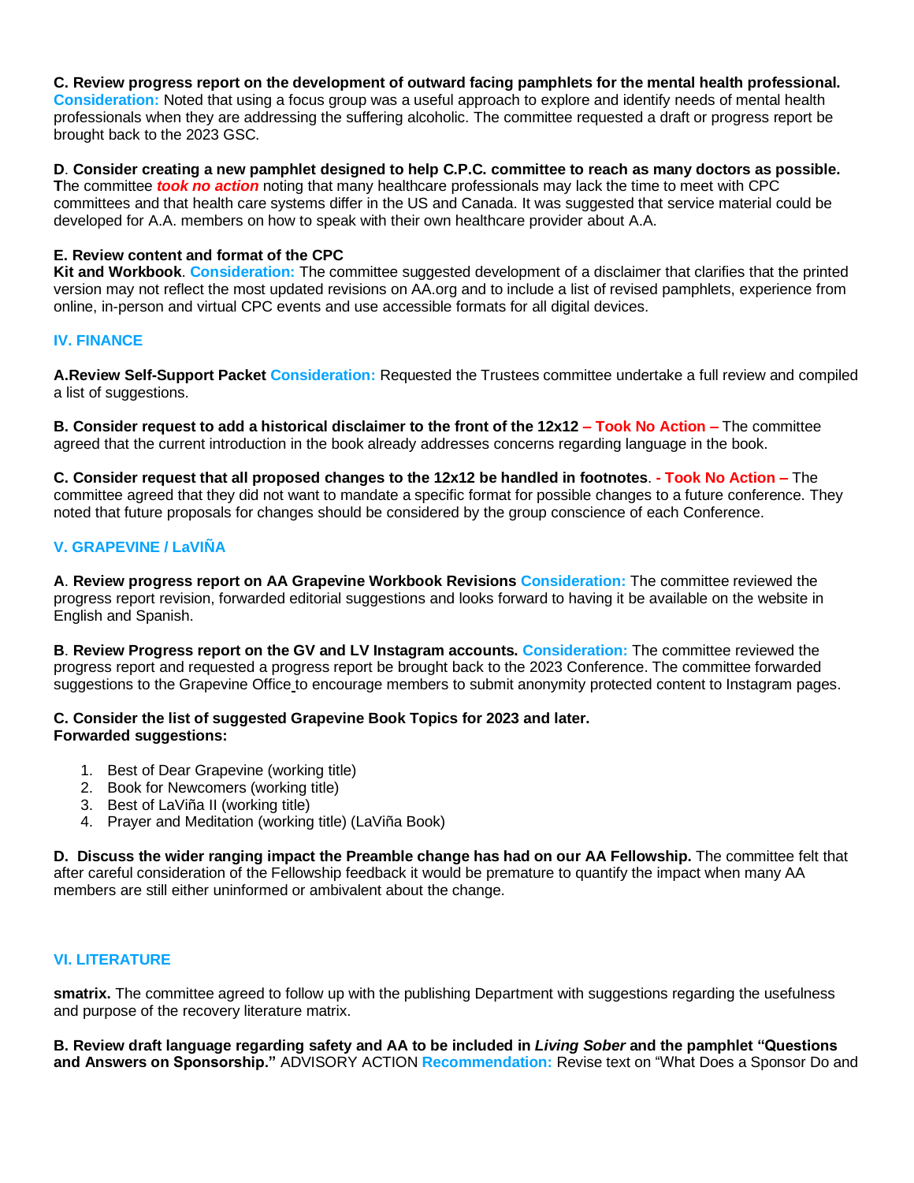**C. Review progress report on the development of outward facing pamphlets for the mental health professional.** **Consideration:** Noted that using a focus group was a useful approach to explore and identify needs of mental health professionals when they are addressing the suffering alcoholic. The committee requested a draft or progress report be brought back to the 2023 GSC.

**D**. **Consider creating a new pamphlet designed to help C.P.C. committee to reach as many doctors as possible.** **T**he committee ***took no action*** noting that many healthcare professionals may lack the time to meet with CPC committees and that health care systems differ in the US and Canada. It was suggested that service material could be developed for A.A. members on how to speak with their own healthcare provider about A.A.

**E. Review content and format of the CPC Kit and Workbook**. **Consideration:** The committee suggested development of a disclaimer that clarifies that the printed version may not reflect the most updated revisions on AA.org and to include a list of revised pamphlets, experience from online, in-person and virtual CPC events and use accessible formats for all digital devices.

## IV. FINANCE

**A.Review Self-Support Packet** **Consideration:** Requested the Trustees committee undertake a full review and compiled a list of suggestions.

**B. Consider request to add a historical disclaimer to the front of the 12x12** **– Took No Action –** The committee agreed that the current introduction in the book already addresses concerns regarding language in the book.

**C. Consider request that all proposed changes to the 12x12 be handled in footnotes**. **- Took No Action –** The committee agreed that they did not want to mandate a specific format for possible changes to a future conference. They noted that future proposals for changes should be considered by the group conscience of each Conference.

## V. GRAPEVINE / LaVIÑA

**A**. **Review progress report on AA Grapevine Workbook Revisions** **Consideration:** The committee reviewed the progress report revision, forwarded editorial suggestions and looks forward to having it be available on the website in English and Spanish.

**B**. **Review Progress report on the GV and LV Instagram accounts.** **Consideration:** The committee reviewed the progress report and requested a progress report be brought back to the 2023 Conference. The committee forwarded suggestions to the Grapevine Office to encourage members to submit anonymity protected content to Instagram pages.

**C. Consider the list of suggested Grapevine Book Topics for 2023 and later.**
**Forwarded suggestions:**

1. Best of Dear Grapevine (working title)
2. Book for Newcomers (working title)
3. Best of LaViña II (working title)
4. Prayer and Meditation (working title) (LaViña Book)

**D. Discuss the wider ranging impact the Preamble change has had on our AA Fellowship.** The committee felt that after careful consideration of the Fellowship feedback it would be premature to quantify the impact when many AA members are still either uninformed or ambivalent about the change.

## VI. LITERATURE

**smatrix.** The committee agreed to follow up with the publishing Department with suggestions regarding the usefulness and purpose of the recovery literature matrix.

**B. Review draft language regarding safety and AA to be included in *Living Sober* and the pamphlet "Questions and Answers on Sponsorship."** ADVISORY ACTION **Recommendation:** Revise text on "What Does a Sponsor Do and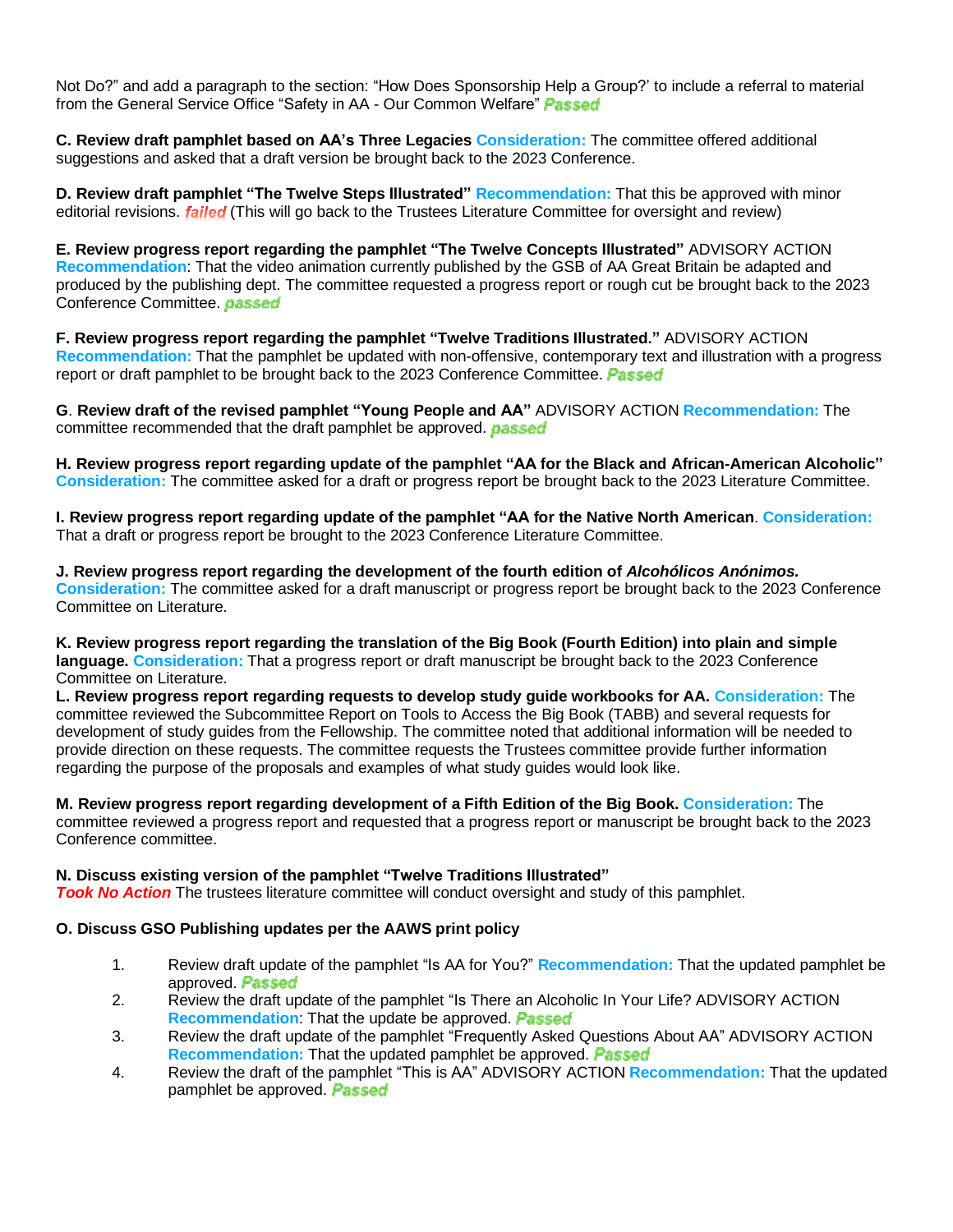Not Do?" and add a paragraph to the section: "How Does Sponsorship Help a Group?' to include a referral to material from the General Service Office "Safety in AA - Our Common Welfare" ***Passed***

**C. Review draft pamphlet based on AA's Three Legacies** **Consideration:** The committee offered additional suggestions and asked that a draft version be brought back to the 2023 Conference.

**D. Review draft pamphlet "The Twelve Steps Illustrated"** **Recommendation:** That this be approved with minor editorial revisions. ***failed*** (This will go back to the Trustees Literature Committee for oversight and review)

**E. Review progress report regarding the pamphlet "The Twelve Concepts Illustrated"** ADVISORY ACTION **Recommendation**: That the video animation currently published by the GSB of AA Great Britain be adapted and produced by the publishing dept. The committee requested a progress report or rough cut be brought back to the 2023 Conference Committee. ***passed***

**F. Review progress report regarding the pamphlet "Twelve Traditions Illustrated."** ADVISORY ACTION **Recommendation:** That the pamphlet be updated with non-offensive, contemporary text and illustration with a progress report or draft pamphlet to be brought back to the 2023 Conference Committee. ***Passed***

**G**. **Review draft of the revised pamphlet "Young People and AA"** ADVISORY ACTION **Recommendation:** The committee recommended that the draft pamphlet be approved. ***passed***

**H. Review progress report regarding update of the pamphlet "AA for the Black and African-American Alcoholic"** **Consideration:** The committee asked for a draft or progress report be brought back to the 2023 Literature Committee.

**I. Review progress report regarding update of the pamphlet "AA for the Native North American**. **Consideration:** That a draft or progress report be brought to the 2023 Conference Literature Committee.

**J. Review progress report regarding the development of the fourth edition of *Alcohólicos Anónimos.*** **Consideration:** The committee asked for a draft manuscript or progress report be brought back to the 2023 Conference Committee on Literature.

**K. Review progress report regarding the translation of the Big Book (Fourth Edition) into plain and simple language.** **Consideration:** That a progress report or draft manuscript be brought back to the 2023 Conference Committee on Literature.

**L. Review progress report regarding requests to develop study guide workbooks for AA.** **Consideration:** The committee reviewed the Subcommittee Report on Tools to Access the Big Book (TABB) and several requests for development of study guides from the Fellowship. The committee noted that additional information will be needed to provide direction on these requests. The committee requests the Trustees committee provide further information regarding the purpose of the proposals and examples of what study guides would look like.

**M. Review progress report regarding development of a Fifth Edition of the Big Book.** **Consideration:** The committee reviewed a progress report and requested that a progress report or manuscript be brought back to the 2023 Conference committee.

**N. Discuss existing version of the pamphlet "Twelve Traditions Illustrated"**
***Took No Action*** The trustees literature committee will conduct oversight and study of this pamphlet.

**O. Discuss GSO Publishing updates per the AAWS print policy**

1. Review draft update of the pamphlet "Is AA for You?" **Recommendation:** That the updated pamphlet be approved. ***Passed***
2. Review the draft update of the pamphlet "Is There an Alcoholic In Your Life? ADVISORY ACTION **Recommendation**: That the update be approved. ***Passed***
3. Review the draft update of the pamphlet "Frequently Asked Questions About AA" ADVISORY ACTION **Recommendation:** That the updated pamphlet be approved. ***Passed***
4. Review the draft of the pamphlet "This is AA" ADVISORY ACTION **Recommendation:** That the updated pamphlet be approved. ***Passed***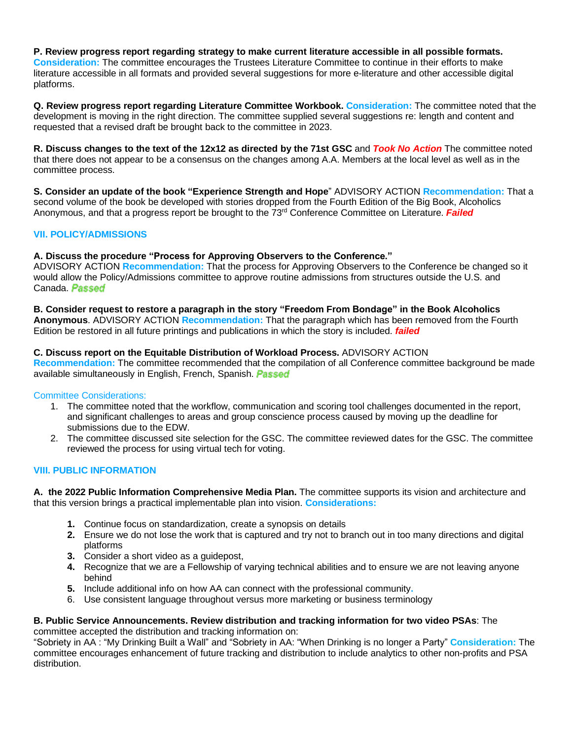**P. Review progress report regarding strategy to make current literature accessible in all possible formats.** **Consideration:** The committee encourages the Trustees Literature Committee to continue in their efforts to make literature accessible in all formats and provided several suggestions for more e-literature and other accessible digital platforms.

**Q. Review progress report regarding Literature Committee Workbook.** **Consideration:** The committee noted that the development is moving in the right direction. The committee supplied several suggestions re: length and content and requested that a revised draft be brought back to the committee in 2023.

**R. Discuss changes to the text of the 12x12 as directed by the 71st GSC** and ***Took No Action*** The committee noted that there does not appear to be a consensus on the changes among A.A. Members at the local level as well as in the committee process.

**S. Consider an update of the book "Experience Strength and Hope**" ADVISORY ACTION **Recommendation:** That a second volume of the book be developed with stories dropped from the Fourth Edition of the Big Book, Alcoholics Anonymous, and that a progress report be brought to the 73rd Conference Committee on Literature. ***Failed***

## VII. POLICY/ADMISSIONS

**A. Discuss the procedure "Process for Approving Observers to the Conference."**
ADVISORY ACTION **Recommendation:** That the process for Approving Observers to the Conference be changed so it would allow the Policy/Admissions committee to approve routine admissions from structures outside the U.S. and Canada. ***Passed***

**B. Consider request to restore a paragraph in the story "Freedom From Bondage" in the Book Alcoholics Anonymous**. ADVISORY ACTION **Recommendation:** That the paragraph which has been removed from the Fourth Edition be restored in all future printings and publications in which the story is included. ***failed***

**C. Discuss report on the Equitable Distribution of Workload Process.** ADVISORY ACTION
**Recommendation:** The committee recommended that the compilation of all Conference committee background be made available simultaneously in English, French, Spanish. ***Passed***

Committee Considerations:

1. The committee noted that the workflow, communication and scoring tool challenges documented in the report, and significant challenges to areas and group conscience process caused by moving up the deadline for submissions due to the EDW.
2. The committee discussed site selection for the GSC. The committee reviewed dates for the GSC. The committee reviewed the process for using virtual tech for voting.

## VIII. PUBLIC INFORMATION

**A. the 2022 Public Information Comprehensive Media Plan.** The committee supports its vision and architecture and that this version brings a practical implementable plan into vision. **Considerations:**

1. Continue focus on standardization, create a synopsis on details
2. Ensure we do not lose the work that is captured and try not to branch out in too many directions and digital platforms
3. Consider a short video as a guidepost,
4. Recognize that we are a Fellowship of varying technical abilities and to ensure we are not leaving anyone behind
5. Include additional info on how AA can connect with the professional community.
6. Use consistent language throughout versus more marketing or business terminology

**B. Public Service Announcements. Review distribution and tracking information for two video PSAs**: The committee accepted the distribution and tracking information on:
"Sobriety in AA : "My Drinking Built a Wall" and "Sobriety in AA: "When Drinking is no longer a Party" **Consideration:** The committee encourages enhancement of future tracking and distribution to include analytics to other non-profits and PSA distribution.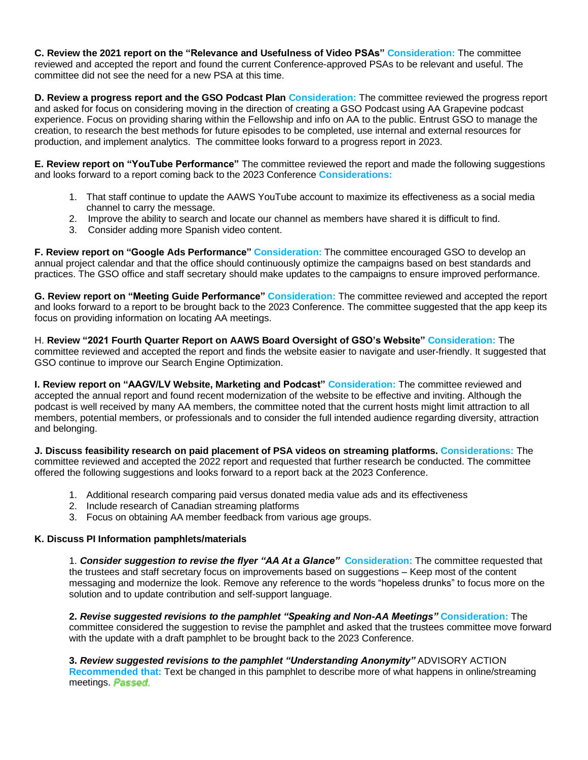**C. Review the 2021 report on the "Relevance and Usefulness of Video PSAs"** **Consideration:** The committee reviewed and accepted the report and found the current Conference-approved PSAs to be relevant and useful. The committee did not see the need for a new PSA at this time.

**D. Review a progress report and the GSO Podcast Plan** **Consideration:** The committee reviewed the progress report and asked for focus on considering moving in the direction of creating a GSO Podcast using AA Grapevine podcast experience. Focus on providing sharing within the Fellowship and info on AA to the public. Entrust GSO to manage the creation, to research the best methods for future episodes to be completed, use internal and external resources for production, and implement analytics. The committee looks forward to a progress report in 2023.

**E. Review report on "YouTube Performance"** The committee reviewed the report and made the following suggestions and looks forward to a report coming back to the 2023 Conference **Considerations:**

1. That staff continue to update the AAWS YouTube account to maximize its effectiveness as a social media channel to carry the message.
2. Improve the ability to search and locate our channel as members have shared it is difficult to find.
3. Consider adding more Spanish video content.

**F. Review report on "Google Ads Performance"** **Consideration:** The committee encouraged GSO to develop an annual project calendar and that the office should continuously optimize the campaigns based on best standards and practices. The GSO office and staff secretary should make updates to the campaigns to ensure improved performance.

**G. Review report on "Meeting Guide Performance"** **Consideration:** The committee reviewed and accepted the report and looks forward to a report to be brought back to the 2023 Conference. The committee suggested that the app keep its focus on providing information on locating AA meetings.

H. **Review "2021 Fourth Quarter Report on AAWS Board Oversight of GSO's Website"** **Consideration:** The committee reviewed and accepted the report and finds the website easier to navigate and user-friendly. It suggested that GSO continue to improve our Search Engine Optimization.

**I. Review report on "AAGV/LV Website, Marketing and Podcast"** **Consideration:** The committee reviewed and accepted the annual report and found recent modernization of the website to be effective and inviting. Although the podcast is well received by many AA members, the committee noted that the current hosts might limit attraction to all members, potential members, or professionals and to consider the full intended audience regarding diversity, attraction and belonging.

**J. Discuss feasibility research on paid placement of PSA videos on streaming platforms.** **Considerations:** The committee reviewed and accepted the 2022 report and requested that further research be conducted. The committee offered the following suggestions and looks forward to a report back at the 2023 Conference.

1. Additional research comparing paid versus donated media value ads and its effectiveness
2. Include research of Canadian streaming platforms
3. Focus on obtaining AA member feedback from various age groups.

**K. Discuss PI Information pamphlets/materials**

1. ***Consider suggestion to revise the flyer "AA At a Glance"*** **Consideration:** The committee requested that the trustees and staff secretary focus on improvements based on suggestions – Keep most of the content messaging and modernize the look. Remove any reference to the words "hopeless drunks" to focus more on the solution and to update contribution and self-support language.

**2.** ***Revise suggested revisions to the pamphlet "Speaking and Non-AA Meetings"*** **Consideration:** The committee considered the suggestion to revise the pamphlet and asked that the trustees committee move forward with the update with a draft pamphlet to be brought back to the 2023 Conference.

**3.** ***Review suggested revisions to the pamphlet "Understanding Anonymity"*** ADVISORY ACTION **Recommended that:** Text be changed in this pamphlet to describe more of what happens in online/streaming meetings. ***Passed.***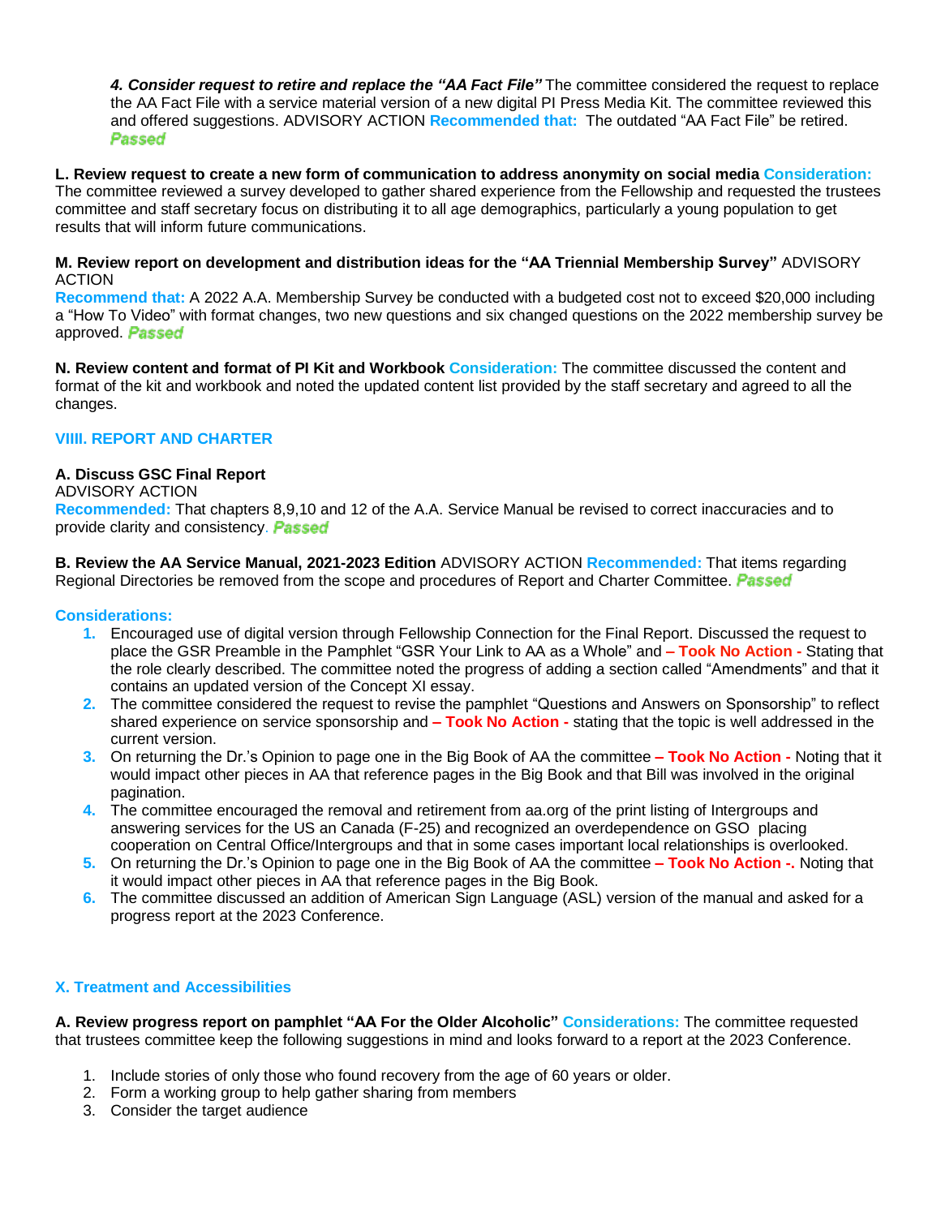*4. Consider request to retire and replace the "AA Fact File"* The committee considered the request to replace the AA Fact File with a service material version of a new digital PI Press Media Kit. The committee reviewed this and offered suggestions. ADVISORY ACTION **Recommended that:** The outdated "AA Fact File" be retired. ***Passed***

**L. Review request to create a new form of communication to address anonymity on social media** **Consideration:** The committee reviewed a survey developed to gather shared experience from the Fellowship and requested the trustees committee and staff secretary focus on distributing it to all age demographics, particularly a young population to get results that will inform future communications.

**M. Review report on development and distribution ideas for the "AA Triennial Membership Survey"** ADVISORY ACTION
**Recommend that:** A 2022 A.A. Membership Survey be conducted with a budgeted cost not to exceed $20,000 including a "How To Video" with format changes, two new questions and six changed questions on the 2022 membership survey be approved. ***Passed***

**N. Review content and format of PI Kit and Workbook** **Consideration:** The committee discussed the content and format of the kit and workbook and noted the updated content list provided by the staff secretary and agreed to all the changes.

## VIIII. REPORT AND CHARTER

**A. Discuss GSC Final Report**
ADVISORY ACTION
**Recommended:** That chapters 8,9,10 and 12 of the A.A. Service Manual be revised to correct inaccuracies and to provide clarity and consistency. ***Passed***

**B. Review the AA Service Manual, 2021-2023 Edition** ADVISORY ACTION **Recommended:** That items regarding Regional Directories be removed from the scope and procedures of Report and Charter Committee. ***Passed***

**Considerations:**

1. Encouraged use of digital version through Fellowship Connection for the Final Report. Discussed the request to place the GSR Preamble in the Pamphlet "GSR Your Link to AA as a Whole" and **– Took No Action -** Stating that the role clearly described. The committee noted the progress of adding a section called "Amendments" and that it contains an updated version of the Concept XI essay.
2. The committee considered the request to revise the pamphlet "Questions and Answers on Sponsorship" to reflect shared experience on service sponsorship and **– Took No Action -** stating that the topic is well addressed in the current version.
3. On returning the Dr.'s Opinion to page one in the Big Book of AA the committee **– Took No Action -** Noting that it would impact other pieces in AA that reference pages in the Big Book and that Bill was involved in the original pagination.
4. The committee encouraged the removal and retirement from aa.org of the print listing of Intergroups and answering services for the US an Canada (F-25) and recognized an overdependence on GSO placing cooperation on Central Office/Intergroups and that in some cases important local relationships is overlooked.
5. On returning the Dr.'s Opinion to page one in the Big Book of AA the committee **– Took No Action -.** Noting that it would impact other pieces in AA that reference pages in the Big Book.
6. The committee discussed an addition of American Sign Language (ASL) version of the manual and asked for a progress report at the 2023 Conference.

## X. Treatment and Accessibilities

**A. Review progress report on pamphlet "AA For the Older Alcoholic"** **Considerations:** The committee requested that trustees committee keep the following suggestions in mind and looks forward to a report at the 2023 Conference.

1. Include stories of only those who found recovery from the age of 60 years or older.
2. Form a working group to help gather sharing from members
3. Consider the target audience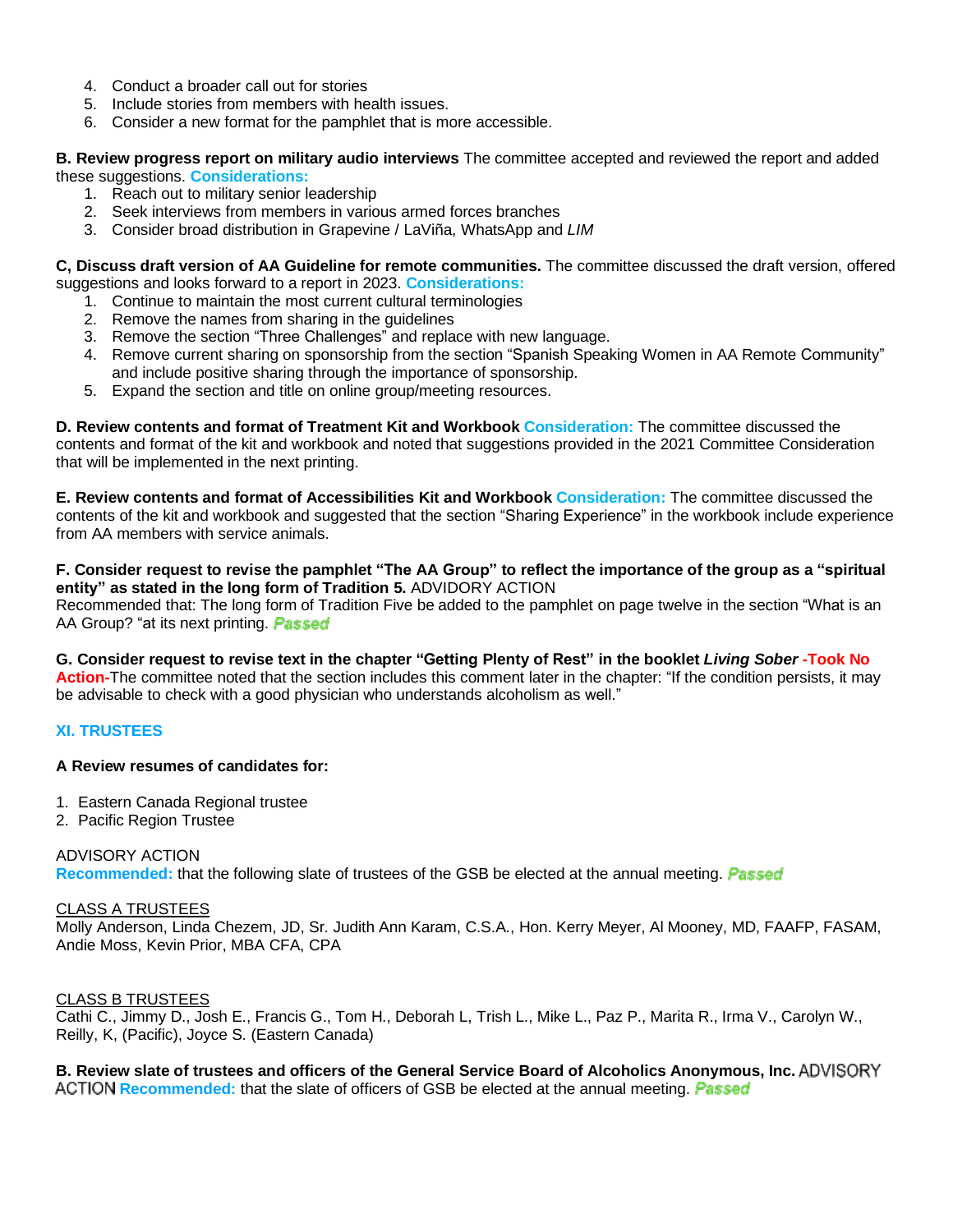4. Conduct a broader call out for stories
5. Include stories from members with health issues.
6. Consider a new format for the pamphlet that is more accessible.

**B. Review progress report on military audio interviews** The committee accepted and reviewed the report and added these suggestions. **Considerations:**

1. Reach out to military senior leadership
2. Seek interviews from members in various armed forces branches
3. Consider broad distribution in Grapevine / LaViña, WhatsApp and *LIM*

**C, Discuss draft version of AA Guideline for remote communities.** The committee discussed the draft version, offered suggestions and looks forward to a report in 2023. **Considerations:**

1. Continue to maintain the most current cultural terminologies
2. Remove the names from sharing in the guidelines
3. Remove the section "Three Challenges" and replace with new language.
4. Remove current sharing on sponsorship from the section "Spanish Speaking Women in AA Remote Community" and include positive sharing through the importance of sponsorship.
5. Expand the section and title on online group/meeting resources.

**D. Review contents and format of Treatment Kit and Workbook Consideration:** The committee discussed the contents and format of the kit and workbook and noted that suggestions provided in the 2021 Committee Consideration that will be implemented in the next printing.

**E. Review contents and format of Accessibilities Kit and Workbook Consideration:** The committee discussed the contents of the kit and workbook and suggested that the section "Sharing Experience" in the workbook include experience from AA members with service animals.

**F. Consider request to revise the pamphlet "The AA Group" to reflect the importance of the group as a "spiritual entity" as stated in the long form of Tradition 5.** ADVIDORY ACTION
Recommended that: The long form of Tradition Five be added to the pamphlet on page twelve in the section "What is an AA Group? "at its next printing. ***Passed***

**G. Consider request to revise text in the chapter "Getting Plenty of Rest" in the booklet *Living Sober* -Took No Action-**The committee noted that the section includes this comment later in the chapter: "If the condition persists, it may be advisable to check with a good physician who understands alcoholism as well."

## XI. TRUSTEES

**A Review resumes of candidates for:**

1. Eastern Canada Regional trustee
2. Pacific Region Trustee

ADVISORY ACTION
**Recommended:** that the following slate of trustees of the GSB be elected at the annual meeting. ***Passed***

CLASS A TRUSTEES
Molly Anderson, Linda Chezem, JD, Sr. Judith Ann Karam, C.S.A., Hon. Kerry Meyer, Al Mooney, MD, FAAFP, FASAM, Andie Moss, Kevin Prior, MBA CFA, CPA

CLASS B TRUSTEES
Cathi C., Jimmy D., Josh E., Francis G., Tom H., Deborah L, Trish L., Mike L., Paz P., Marita R., Irma V., Carolyn W., Reilly, K, (Pacific), Joyce S. (Eastern Canada)

**B. Review slate of trustees and officers of the General Service Board of Alcoholics Anonymous, Inc.** ADVISORY ACTION **Recommended:** that the slate of officers of GSB be elected at the annual meeting. ***Passed***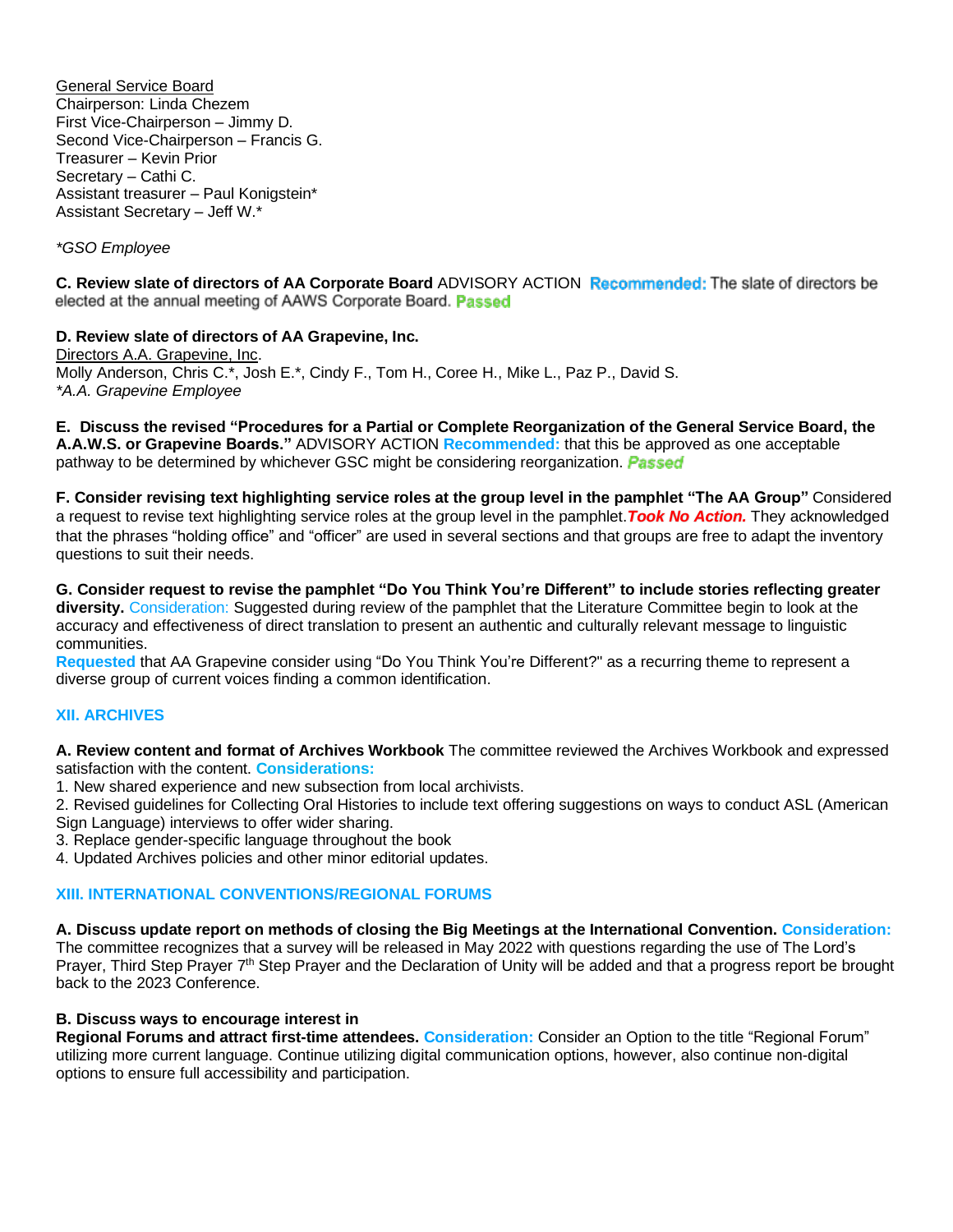General Service Board
Chairperson: Linda Chezem
First Vice-Chairperson – Jimmy D.
Second Vice-Chairperson – Francis G.
Treasurer – Kevin Prior
Secretary – Cathi C.
Assistant treasurer – Paul Konigstein*
Assistant Secretary – Jeff W.*

*\*GSO Employee*

**C. Review slate of directors of AA Corporate Board** ADVISORY ACTION **Recommended:** The slate of directors be elected at the annual meeting of AAWS Corporate Board. **Passed**

**D. Review slate of directors of AA Grapevine, Inc.**
Directors A.A. Grapevine, Inc.
Molly Anderson, Chris C.\*, Josh E.\*, Cindy F., Tom H., Coree H., Mike L., Paz P., David S.
*\*A.A. Grapevine Employee*

**E. Discuss the revised "Procedures for a Partial or Complete Reorganization of the General Service Board, the A.A.W.S. or Grapevine Boards."** ADVISORY ACTION **Recommended:** that this be approved as one acceptable pathway to be determined by whichever GSC might be considering reorganization. ***Passed***

**F. Consider revising text highlighting service roles at the group level in the pamphlet "The AA Group"** Considered a request to revise text highlighting service roles at the group level in the pamphlet.***Took No Action.*** They acknowledged that the phrases "holding office" and "officer" are used in several sections and that groups are free to adapt the inventory questions to suit their needs.

**G. Consider request to revise the pamphlet "Do You Think You're Different" to include stories reflecting greater diversity.** Consideration: Suggested during review of the pamphlet that the Literature Committee begin to look at the accuracy and effectiveness of direct translation to present an authentic and culturally relevant message to linguistic communities.
**Requested** that AA Grapevine consider using "Do You Think You're Different?" as a recurring theme to represent a diverse group of current voices finding a common identification.

## XII. ARCHIVES

**A. Review content and format of Archives Workbook** The committee reviewed the Archives Workbook and expressed satisfaction with the content. **Considerations:**
1. New shared experience and new subsection from local archivists.
2. Revised guidelines for Collecting Oral Histories to include text offering suggestions on ways to conduct ASL (American Sign Language) interviews to offer wider sharing.
3. Replace gender-specific language throughout the book
4. Updated Archives policies and other minor editorial updates.

## XIII. INTERNATIONAL CONVENTIONS/REGIONAL FORUMS

**A. Discuss update report on methods of closing the Big Meetings at the International Convention. Consideration:** The committee recognizes that a survey will be released in May 2022 with questions regarding the use of The Lord's Prayer, Third Step Prayer 7th Step Prayer and the Declaration of Unity will be added and that a progress report be brought back to the 2023 Conference.

**B. Discuss ways to encourage interest in Regional Forums and attract first-time attendees. Consideration:** Consider an Option to the title "Regional Forum" utilizing more current language. Continue utilizing digital communication options, however, also continue non-digital options to ensure full accessibility and participation.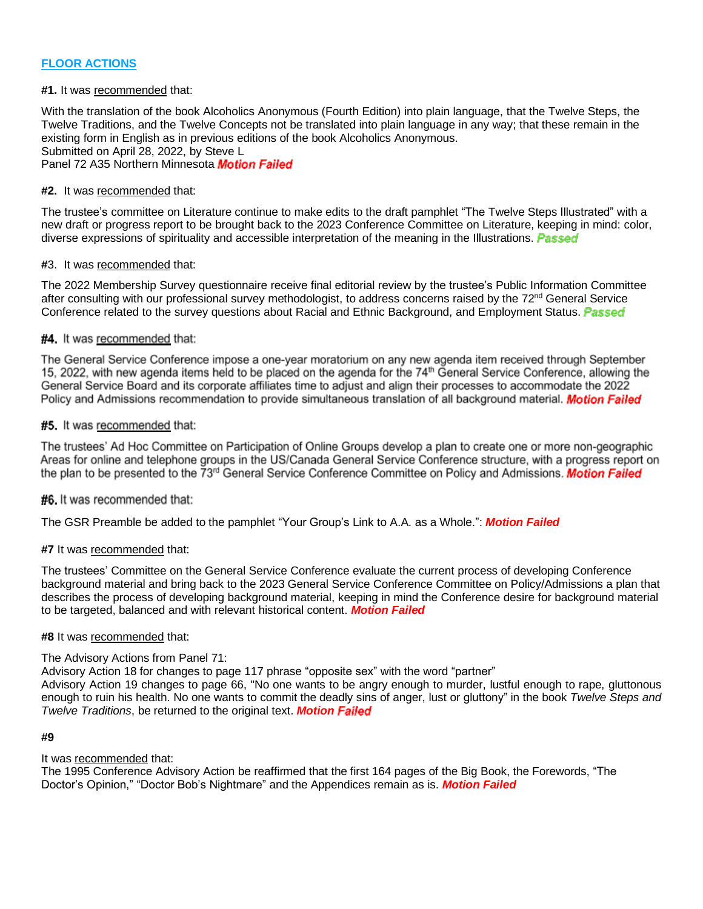## FLOOR ACTIONS

**#1.** It was recommended that:

With the translation of the book Alcoholics Anonymous (Fourth Edition) into plain language, that the Twelve Steps, the Twelve Traditions, and the Twelve Concepts not be translated into plain language in any way; that these remain in the existing form in English as in previous editions of the book Alcoholics Anonymous.
Submitted on April 28, 2022, by Steve L
Panel 72 A35 Northern Minnesota ***Motion Failed***

**#2.** It was recommended that:

The trustee's committee on Literature continue to make edits to the draft pamphlet "The Twelve Steps Illustrated" with a new draft or progress report to be brought back to the 2023 Conference Committee on Literature, keeping in mind: color, diverse expressions of spirituality and accessible interpretation of the meaning in the Illustrations. ***Passed***

#3. It was recommended that:

The 2022 Membership Survey questionnaire receive final editorial review by the trustee's Public Information Committee after consulting with our professional survey methodologist, to address concerns raised by the 72nd General Service Conference related to the survey questions about Racial and Ethnic Background, and Employment Status. ***Passed***

**#4.** It was recommended that:

The General Service Conference impose a one-year moratorium on any new agenda item received through September 15, 2022, with new agenda items held to be placed on the agenda for the 74th General Service Conference, allowing the General Service Board and its corporate affiliates time to adjust and align their processes to accommodate the 2022 Policy and Admissions recommendation to provide simultaneous translation of all background material. ***Motion Failed***

**#5.** It was recommended that:

The trustees' Ad Hoc Committee on Participation of Online Groups develop a plan to create one or more non-geographic Areas for online and telephone groups in the US/Canada General Service Conference structure, with a progress report on the plan to be presented to the 73rd General Service Conference Committee on Policy and Admissions. ***Motion Failed***

**#6.** It was recommended that:

The GSR Preamble be added to the pamphlet "Your Group's Link to A.A. as a Whole.": ***Motion Failed***

**#7** It was recommended that:

The trustees' Committee on the General Service Conference evaluate the current process of developing Conference background material and bring back to the 2023 General Service Conference Committee on Policy/Admissions a plan that describes the process of developing background material, keeping in mind the Conference desire for background material to be targeted, balanced and with relevant historical content. ***Motion Failed***

**#8** It was recommended that:

The Advisory Actions from Panel 71:
Advisory Action 18 for changes to page 117 phrase "opposite sex" with the word "partner"
Advisory Action 19 changes to page 66, "No one wants to be angry enough to murder, lustful enough to rape, gluttonous enough to ruin his health. No one wants to commit the deadly sins of anger, lust or gluttony" in the book *Twelve Steps and Twelve Traditions*, be returned to the original text. ***Motion Failed***

**#9**

It was recommended that:
The 1995 Conference Advisory Action be reaffirmed that the first 164 pages of the Big Book, the Forewords, "The Doctor's Opinion," "Doctor Bob's Nightmare" and the Appendices remain as is. ***Motion Failed***